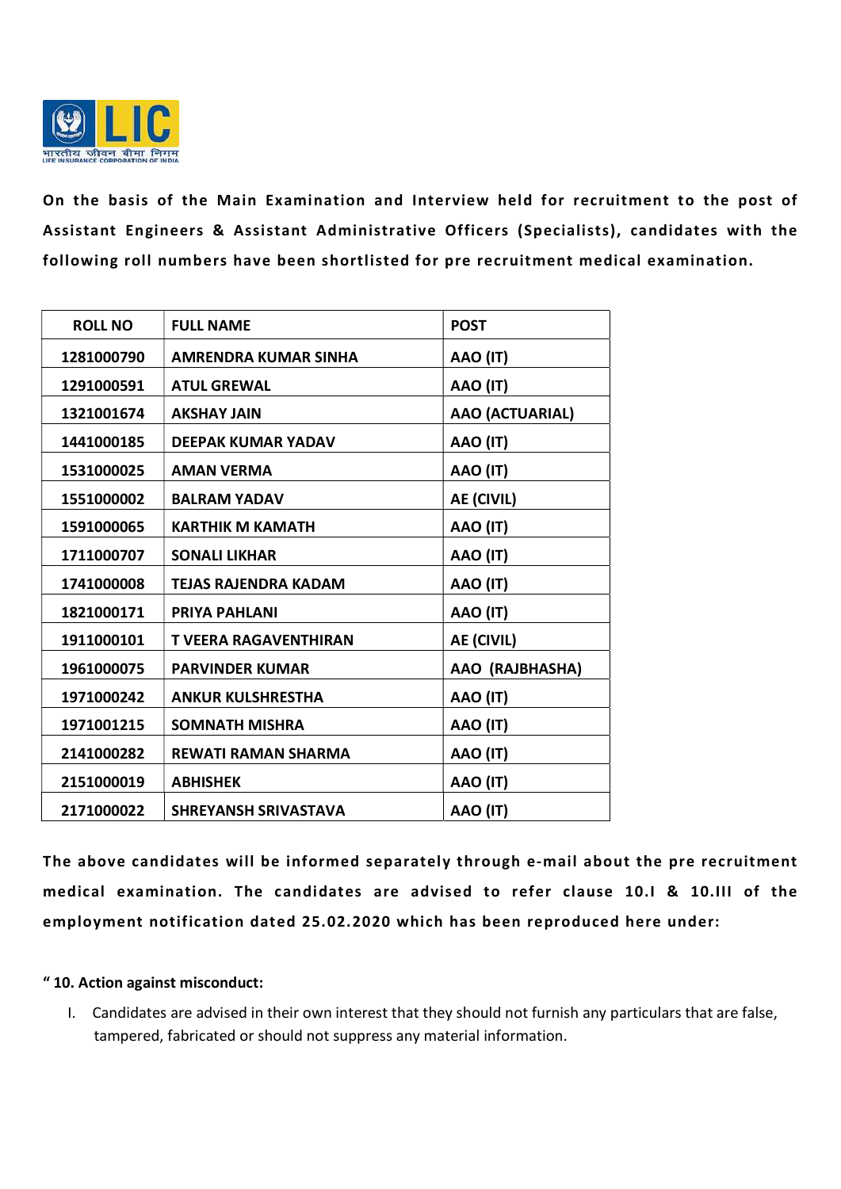भारतीय जीवन बीमा निगम
LIFE INSURANCE CORPORATION OF INDIA

**On the basis of the Main Examination and Interview held for recruitment to the post of Assistant Engineers & Assistant Administrative Officers (Specialists), candidates with the following roll numbers have been shortlisted for pre recruitment medical examination.**

| ROLL NO | FULL NAME | POST |
|---|---|---|
| 1281000790 | AMRENDRA KUMAR SINHA | AAO (IT) |
| 1291000591 | ATUL GREWAL | AAO (IT) |
| 1321001674 | AKSHAY JAIN | AAO (ACTUARIAL) |
| 1441000185 | DEEPAK KUMAR YADAV | AAO (IT) |
| 1531000025 | AMAN VERMA | AAO (IT) |
| 1551000002 | BALRAM YADAV | AE (CIVIL) |
| 1591000065 | KARTHIK M KAMATH | AAO (IT) |
| 1711000707 | SONALI LIKHAR | AAO (IT) |
| 1741000008 | TEJAS RAJENDRA KADAM | AAO (IT) |
| 1821000171 | PRIYA PAHLANI | AAO (IT) |
| 1911000101 | T VEERA RAGAVENTHIRAN | AE (CIVIL) |
| 1961000075 | PARVINDER KUMAR | AAO (RAJBHASHA) |
| 1971000242 | ANKUR KULSHRESTHA | AAO (IT) |
| 1971001215 | SOMNATH MISHRA | AAO (IT) |
| 2141000282 | REWATI RAMAN SHARMA | AAO (IT) |
| 2151000019 | ABHISHEK | AAO (IT) |
| 2171000022 | SHREYANSH SRIVASTAVA | AAO (IT) |

**The above candidates will be informed separately through e-mail about the pre recruitment medical examination. The candidates are advised to refer clause 10.I & 10.III of the employment notification dated 25.02.2020 which has been reproduced here under:**

**" 10. Action against misconduct:**

I. Candidates are advised in their own interest that they should not furnish any particulars that are false, tampered, fabricated or should not suppress any material information.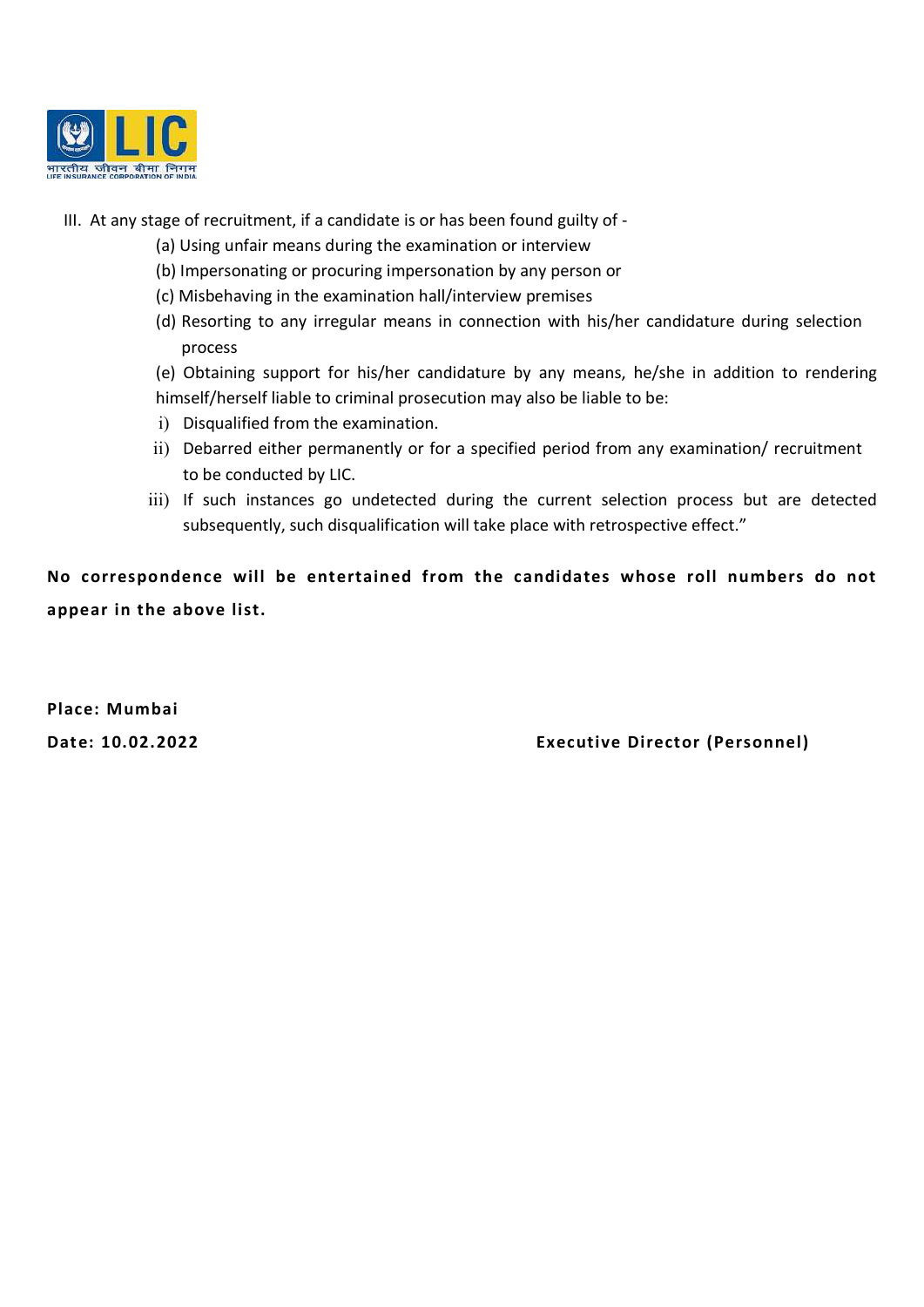III. At any stage of recruitment, if a candidate is or has been found guilty of -

(a) Using unfair means during the examination or interview

(b) Impersonating or procuring impersonation by any person or

(c) Misbehaving in the examination hall/interview premises

(d) Resorting to any irregular means in connection with his/her candidature during selection process

(e) Obtaining support for his/her candidature by any means, he/she in addition to rendering himself/herself liable to criminal prosecution may also be liable to be:

i) Disqualified from the examination.

ii) Debarred either permanently or for a specified period from any examination/ recruitment to be conducted by LIC.

iii) If such instances go undetected during the current selection process but are detected subsequently, such disqualification will take place with retrospective effect."

**No correspondence will be entertained from the candidates whose roll numbers do not appear in the above list.**

**Place: Mumbai**

**Date: 10.02.2022** **Executive Director (Personnel)**